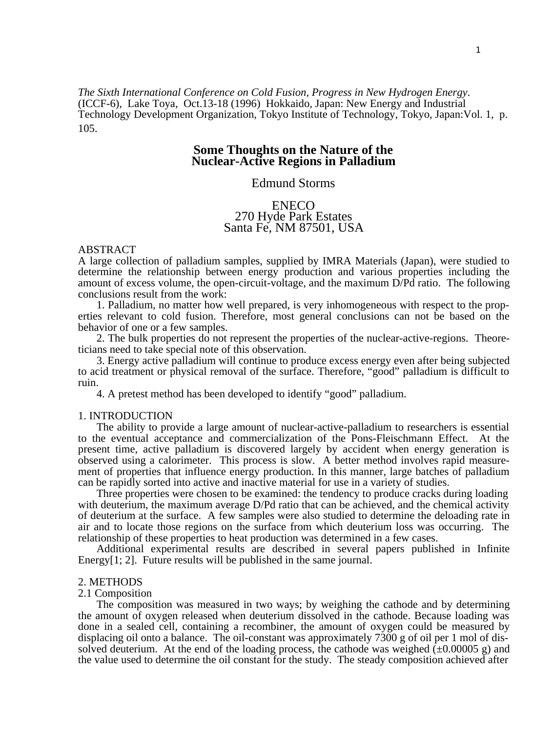*The Sixth International Conference on Cold Fusion, Progress in New Hydrogen Energy*. (ICCF-6), Lake Toya, Oct.13-18 (1996) Hokkaido, Japan: New Energy and Industrial Technology Development Organization, Tokyo Institute of Technology, Tokyo, Japan:Vol. 1, p. 105.

# Some Thoughts on the Nature of the Nuclear-Active Regions in Palladium

Edmund Storms

ENECO
270 Hyde Park Estates
Santa Fe, NM 87501, USA

## ABSTRACT

A large collection of palladium samples, supplied by IMRA Materials (Japan), were studied to determine the relationship between energy production and various properties including the amount of excess volume, the open-circuit-voltage, and the maximum D/Pd ratio. The following conclusions result from the work:

1. Palladium, no matter how well prepared, is very inhomogeneous with respect to the properties relevant to cold fusion. Therefore, most general conclusions can not be based on the behavior of one or a few samples.
2. The bulk properties do not represent the properties of the nuclear-active-regions. Theoreticians need to take special note of this observation.
3. Energy active palladium will continue to produce excess energy even after being subjected to acid treatment or physical removal of the surface. Therefore, "good" palladium is difficult to ruin.
4. A pretest method has been developed to identify "good" palladium.

## 1. INTRODUCTION

The ability to provide a large amount of nuclear-active-palladium to researchers is essential to the eventual acceptance and commercialization of the Pons-Fleischmann Effect. At the present time, active palladium is discovered largely by accident when energy generation is observed using a calorimeter. This process is slow. A better method involves rapid measurement of properties that influence energy production. In this manner, large batches of palladium can be rapidly sorted into active and inactive material for use in a variety of studies.

Three properties were chosen to be examined: the tendency to produce cracks during loading with deuterium, the maximum average D/Pd ratio that can be achieved, and the chemical activity of deuterium at the surface. A few samples were also studied to determine the deloading rate in air and to locate those regions on the surface from which deuterium loss was occurring. The relationship of these properties to heat production was determined in a few cases.

Additional experimental results are described in several papers published in Infinite Energy[1; 2]. Future results will be published in the same journal.

## 2. METHODS

### 2.1 Composition

The composition was measured in two ways; by weighing the cathode and by determining the amount of oxygen released when deuterium dissolved in the cathode. Because loading was done in a sealed cell, containing a recombiner, the amount of oxygen could be measured by displacing oil onto a balance. The oil-constant was approximately 7300 g of oil per 1 mol of dissolved deuterium. At the end of the loading process, the cathode was weighed (±0.00005 g) and the value used to determine the oil constant for the study. The steady composition achieved after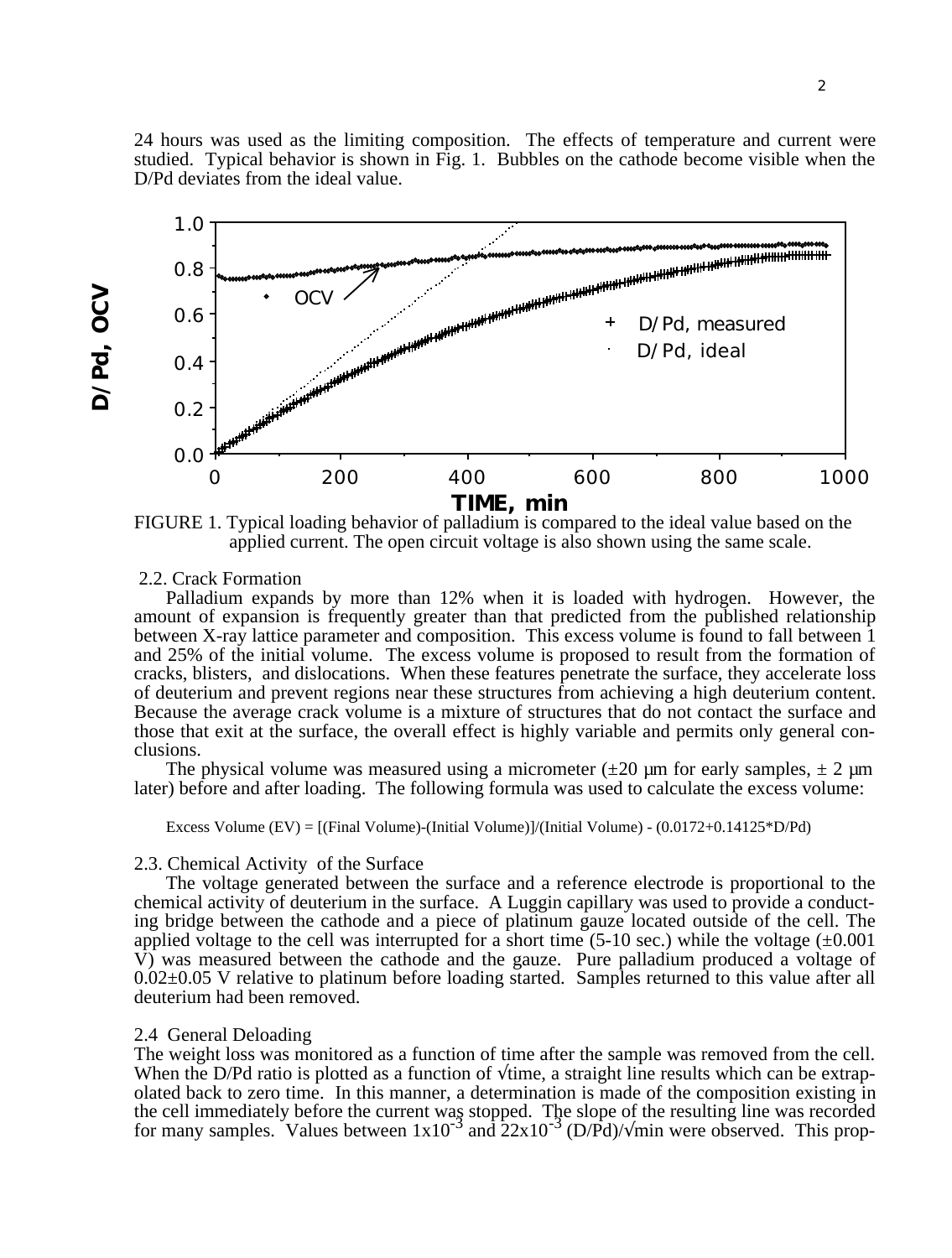24 hours was used as the limiting composition. The effects of temperature and current were studied. Typical behavior is shown in Fig. 1. Bubbles on the cathode become visible when the D/Pd deviates from the ideal value.

FIGURE 1. Typical loading behavior of palladium is compared to the ideal value based on the applied current. The open circuit voltage is also shown using the same scale.

### 2.2. Crack Formation

Palladium expands by more than 12% when it is loaded with hydrogen. However, the amount of expansion is frequently greater than that predicted from the published relationship between X-ray lattice parameter and composition. This excess volume is found to fall between 1 and 25% of the initial volume. The excess volume is proposed to result from the formation of cracks, blisters, and dislocations. When these features penetrate the surface, they accelerate loss of deuterium and prevent regions near these structures from achieving a high deuterium content. Because the average crack volume is a mixture of structures that do not contact the surface and those that exit at the surface, the overall effect is highly variable and permits only general conclusions.

The physical volume was measured using a micrometer (±20 µm for early samples, ± 2 µm later) before and after loading. The following formula was used to calculate the excess volume:

Excess Volume (EV) = [(Final Volume)-(Initial Volume)]/(Initial Volume) - (0.0172+0.14125*D/Pd)

### 2.3. Chemical Activity of the Surface

The voltage generated between the surface and a reference electrode is proportional to the chemical activity of deuterium in the surface. A Luggin capillary was used to provide a conducting bridge between the cathode and a piece of platinum gauze located outside of the cell. The applied voltage to the cell was interrupted for a short time (5-10 sec.) while the voltage (±0.001 V) was measured between the cathode and the gauze. Pure palladium produced a voltage of 0.02±0.05 V relative to platinum before loading started. Samples returned to this value after all deuterium had been removed.

### 2.4 General Deloading

The weight loss was monitored as a function of time after the sample was removed from the cell. When the D/Pd ratio is plotted as a function of √time, a straight line results which can be extrapolated back to zero time. In this manner, a determination is made of the composition existing in the cell immediately before the current was stopped. The slope of the resulting line was recorded for many samples. Values between $1 \times 10^{-3}$ and $22 \times 10^{-3}$ (D/Pd)/√min were observed. This prop-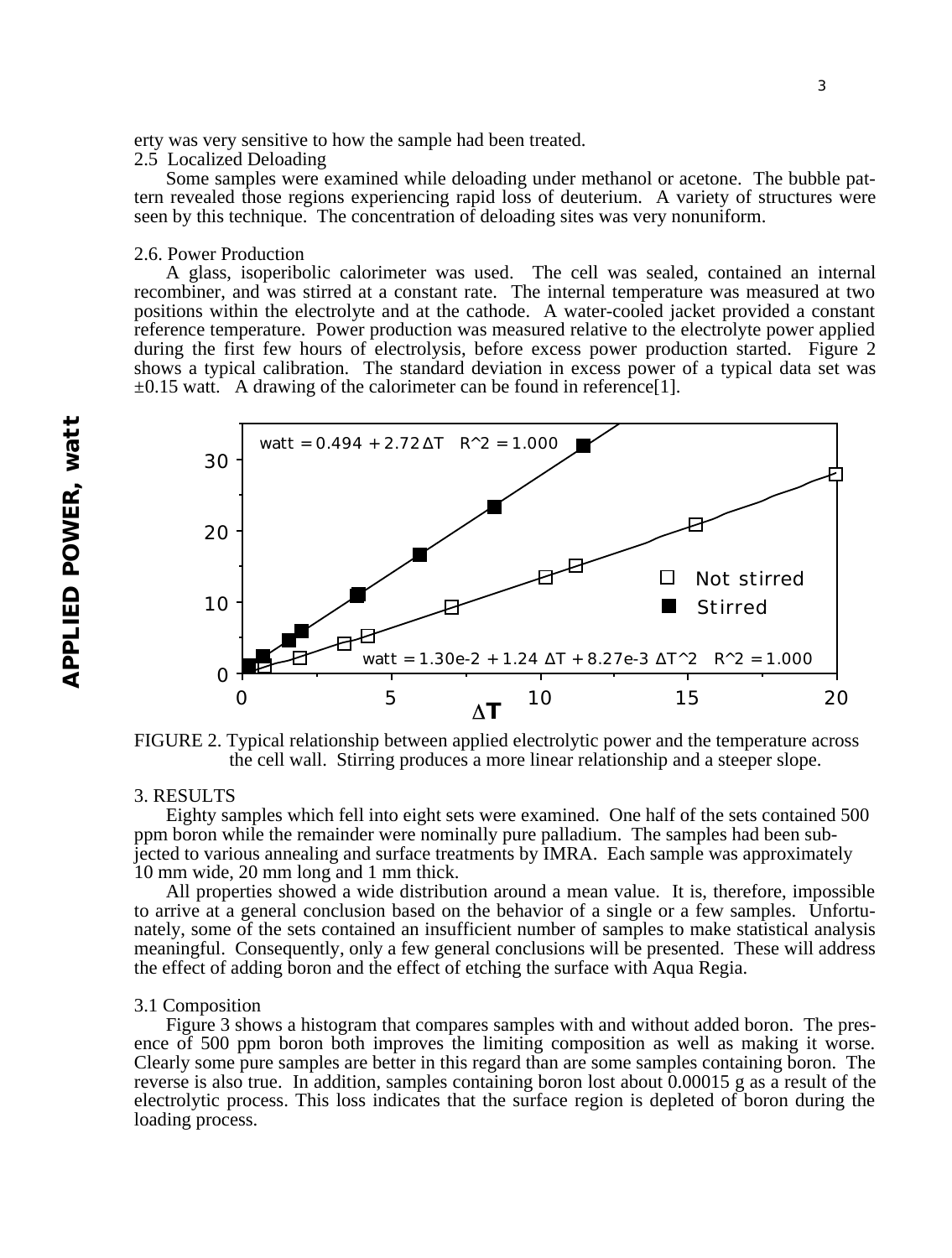erty was very sensitive to how the sample had been treated.

## 2.5 Localized Deloading

Some samples were examined while deloading under methanol or acetone. The bubble pattern revealed those regions experiencing rapid loss of deuterium. A variety of structures were seen by this technique. The concentration of deloading sites was very nonuniform.

## 2.6. Power Production

A glass, isoperibolic calorimeter was used. The cell was sealed, contained an internal recombiner, and was stirred at a constant rate. The internal temperature was measured at two positions within the electrolyte and at the cathode. A water-cooled jacket provided a constant reference temperature. Power production was measured relative to the electrolyte power applied during the first few hours of electrolysis, before excess power production started. Figure 2 shows a typical calibration. The standard deviation in excess power of a typical data set was ±0.15 watt. A drawing of the calorimeter can be found in reference[1].

FIGURE 2. Typical relationship between applied electrolytic power and the temperature across the cell wall. Stirring produces a more linear relationship and a steeper slope.

# 3. RESULTS

Eighty samples which fell into eight sets were examined. One half of the sets contained 500 ppm boron while the remainder were nominally pure palladium. The samples had been subjected to various annealing and surface treatments by IMRA. Each sample was approximately 10 mm wide, 20 mm long and 1 mm thick.

All properties showed a wide distribution around a mean value. It is, therefore, impossible to arrive at a general conclusion based on the behavior of a single or a few samples. Unfortunately, some of the sets contained an insufficient number of samples to make statistical analysis meaningful. Consequently, only a few general conclusions will be presented. These will address the effect of adding boron and the effect of etching the surface with Aqua Regia.

## 3.1 Composition

Figure 3 shows a histogram that compares samples with and without added boron. The presence of 500 ppm boron both improves the limiting composition as well as making it worse. Clearly some pure samples are better in this regard than are some samples containing boron. The reverse is also true. In addition, samples containing boron lost about 0.00015 g as a result of the electrolytic process. This loss indicates that the surface region is depleted of boron during the loading process.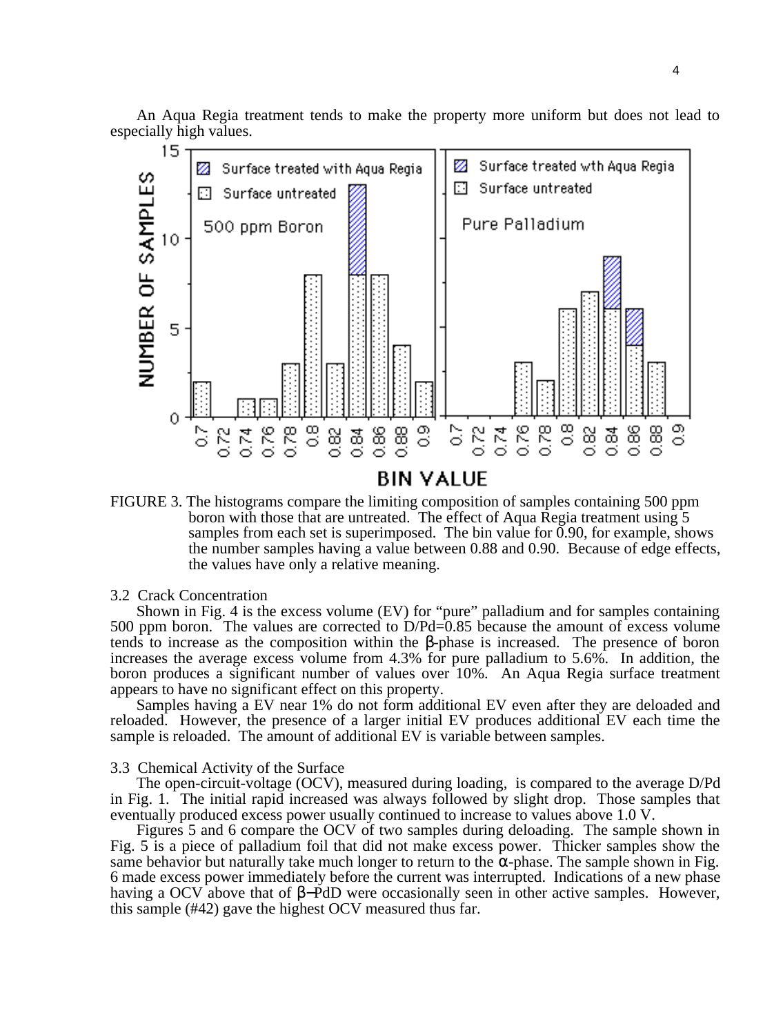An Aqua Regia treatment tends to make the property more uniform but does not lead to especially high values.

FIGURE 3. The histograms compare the limiting composition of samples containing 500 ppm boron with those that are untreated. The effect of Aqua Regia treatment using 5 samples from each set is superimposed. The bin value for 0.90, for example, shows the number samples having a value between 0.88 and 0.90. Because of edge effects, the values have only a relative meaning.

### 3.2 Crack Concentration

Shown in Fig. 4 is the excess volume (EV) for "pure" palladium and for samples containing 500 ppm boron. The values are corrected to D/Pd=0.85 because the amount of excess volume tends to increase as the composition within the β-phase is increased. The presence of boron increases the average excess volume from 4.3% for pure palladium to 5.6%. In addition, the boron produces a significant number of values over 10%. An Aqua Regia surface treatment appears to have no significant effect on this property.

Samples having a EV near 1% do not form additional EV even after they are deloaded and reloaded. However, the presence of a larger initial EV produces additional EV each time the sample is reloaded. The amount of additional EV is variable between samples.

### 3.3 Chemical Activity of the Surface

The open-circuit-voltage (OCV), measured during loading, is compared to the average D/Pd in Fig. 1. The initial rapid increased was always followed by slight drop. Those samples that eventually produced excess power usually continued to increase to values above 1.0 V.

Figures 5 and 6 compare the OCV of two samples during deloading. The sample shown in Fig. 5 is a piece of palladium foil that did not make excess power. Thicker samples show the same behavior but naturally take much longer to return to the α-phase. The sample shown in Fig. 6 made excess power immediately before the current was interrupted. Indications of a new phase having a OCV above that of β−PdD were occasionally seen in other active samples. However, this sample (#42) gave the highest OCV measured thus far.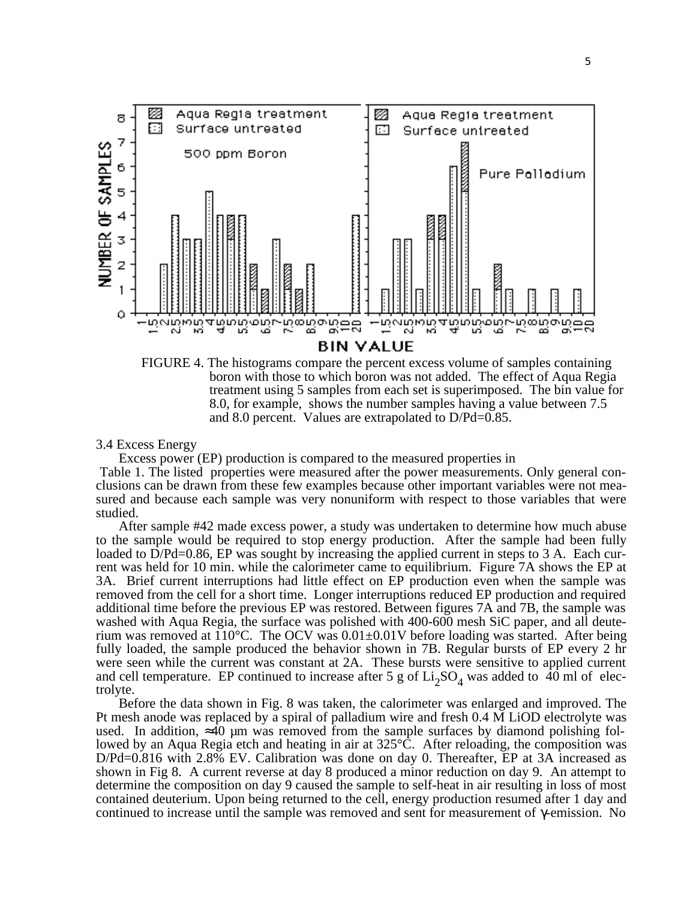FIGURE 4. The histograms compare the percent excess volume of samples containing boron with those to which boron was not added. The effect of Aqua Regia treatment using 5 samples from each set is superimposed. The bin value for 8.0, for example, shows the number samples having a value between 7.5 and 8.0 percent. Values are extrapolated to D/Pd=0.85.

### 3.4 Excess Energy

Excess power (EP) production is compared to the measured properties in Table 1. The listed properties were measured after the power measurements. Only general conclusions can be drawn from these few examples because other important variables were not measured and because each sample was very nonuniform with respect to those variables that were studied.

After sample #42 made excess power, a study was undertaken to determine how much abuse to the sample would be required to stop energy production. After the sample had been fully loaded to D/Pd=0.86, EP was sought by increasing the applied current in steps to 3 A. Each current was held for 10 min. while the calorimeter came to equilibrium. Figure 7A shows the EP at 3A. Brief current interruptions had little effect on EP production even when the sample was removed from the cell for a short time. Longer interruptions reduced EP production and required additional time before the previous EP was restored. Between figures 7A and 7B, the sample was washed with Aqua Regia, the surface was polished with 400-600 mesh SiC paper, and all deuterium was removed at 110°C. The OCV was 0.01±0.01V before loading was started. After being fully loaded, the sample produced the behavior shown in 7B. Regular bursts of EP every 2 hr were seen while the current was constant at 2A. These bursts were sensitive to applied current and cell temperature. EP continued to increase after 5 g of $Li_2SO_4$ was added to 40 ml of electrolyte.

Before the data shown in Fig. 8 was taken, the calorimeter was enlarged and improved. The Pt mesh anode was replaced by a spiral of palladium wire and fresh 0.4 M LiOD electrolyte was used. In addition, ≈40 μm was removed from the sample surfaces by diamond polishing followed by an Aqua Regia etch and heating in air at 325°C. After reloading, the composition was D/Pd=0.816 with 2.8% EV. Calibration was done on day 0. Thereafter, EP at 3A increased as shown in Fig 8. A current reverse at day 8 produced a minor reduction on day 9. An attempt to determine the composition on day 9 caused the sample to self-heat in air resulting in loss of most contained deuterium. Upon being returned to the cell, energy production resumed after 1 day and continued to increase until the sample was removed and sent for measurement of γ-emission. No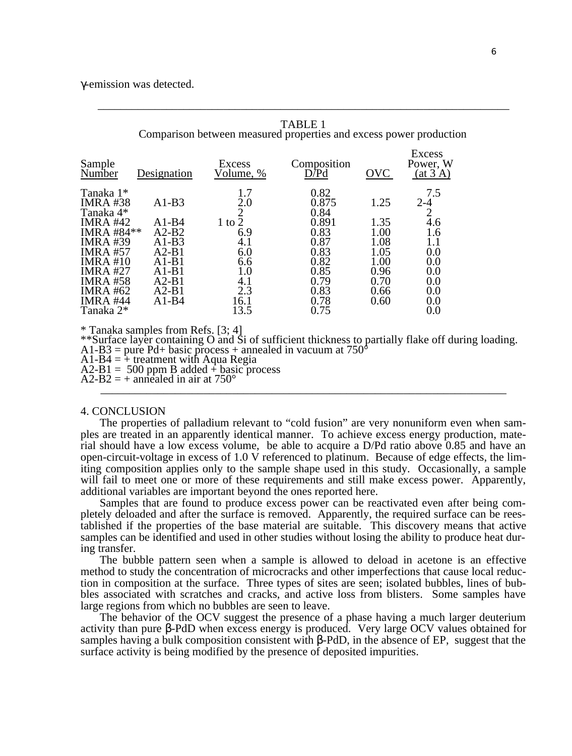γ-emission was detected.

TABLE 1
Comparison between measured properties and excess power production

| Sample Number | Designation | Excess Volume, % | Composition D/Pd | OVC | Excess Power, W (at 3 A) |
|---|---|---|---|---|---|
| Tanaka 1* | | 1.7 | 0.82 | | 7.5 |
| IMRA #38 | A1-B3 | 2.0 | 0.875 | 1.25 | 2-4 |
| Tanaka 4* | | 2 | 0.84 | | 2 |
| IMRA #42 | A1-B4 | 1 to 2 | 0.891 | 1.35 | 4.6 |
| IMRA #84** | A2-B2 | 6.9 | 0.83 | 1.00 | 1.6 |
| IMRA #39 | A1-B3 | 4.1 | 0.87 | 1.08 | 1.1 |
| IMRA #57 | A2-B1 | 6.0 | 0.83 | 1.05 | 0.0 |
| IMRA #10 | A1-B1 | 6.6 | 0.82 | 1.00 | 0.0 |
| IMRA #27 | A1-B1 | 1.0 | 0.85 | 0.96 | 0.0 |
| IMRA #58 | A2-B1 | 4.1 | 0.79 | 0.70 | 0.0 |
| IMRA #62 | A2-B1 | 2.3 | 0.83 | 0.66 | 0.0 |
| IMRA #44 | A1-B4 | 16.1 | 0.78 | 0.60 | 0.0 |
| Tanaka 2* | | 13.5 | 0.75 | | 0.0 |

* Tanaka samples from Refs. [3; 4]
**Surface layer containing O and Si of sufficient thickness to partially flake off during loading.
A1-B3 = pure Pd+ basic process + annealed in vacuum at 750°
A1-B4 = + treatment with Aqua Regia
A2-B1 = 500 ppm B added + basic process
A2-B2 = + annealed in air at 750°

## 4. CONCLUSION

The properties of palladium relevant to "cold fusion" are very nonuniform even when samples are treated in an apparently identical manner. To achieve excess energy production, material should have a low excess volume, be able to acquire a D/Pd ratio above 0.85 and have an open-circuit-voltage in excess of 1.0 V referenced to platinum. Because of edge effects, the limiting composition applies only to the sample shape used in this study. Occasionally, a sample will fail to meet one or more of these requirements and still make excess power. Apparently, additional variables are important beyond the ones reported here.

Samples that are found to produce excess power can be reactivated even after being completely deloaded and after the surface is removed. Apparently, the required surface can be reestablished if the properties of the base material are suitable. This discovery means that active samples can be identified and used in other studies without losing the ability to produce heat during transfer.

The bubble pattern seen when a sample is allowed to deload in acetone is an effective method to study the concentration of microcracks and other imperfections that cause local reduction in composition at the surface. Three types of sites are seen; isolated bubbles, lines of bubbles associated with scratches and cracks, and active loss from blisters. Some samples have large regions from which no bubbles are seen to leave.

The behavior of the OCV suggest the presence of a phase having a much larger deuterium activity than pure β-PdD when excess energy is produced. Very large OCV values obtained for samples having a bulk composition consistent with β-PdD, in the absence of EP, suggest that the surface activity is being modified by the presence of deposited impurities.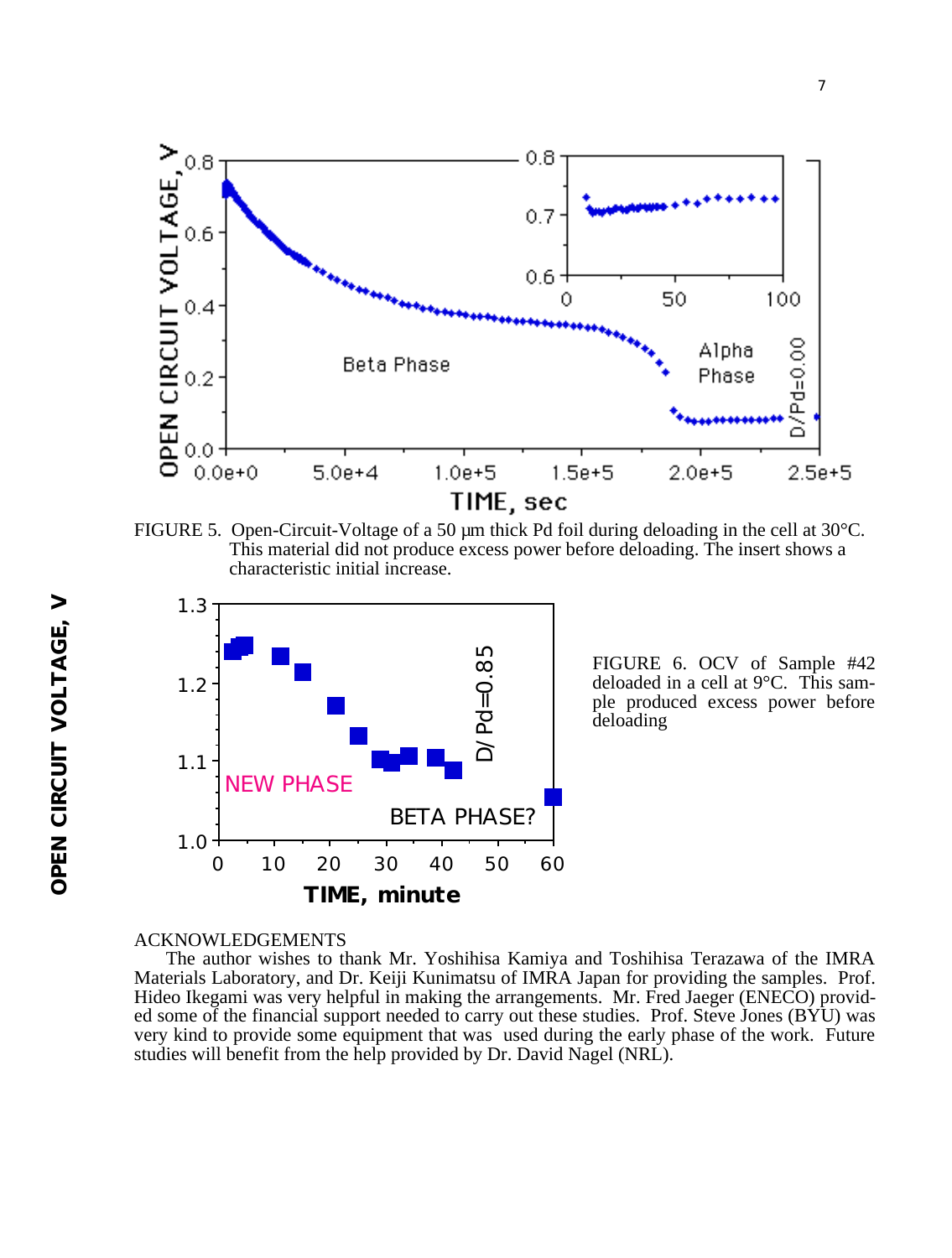FIGURE 5. Open-Circuit-Voltage of a 50 µm thick Pd foil during deloading in the cell at 30°C. This material did not produce excess power before deloading. The insert shows a characteristic initial increase.

FIGURE 6. OCV of Sample #42 deloaded in a cell at 9°C. This sample produced excess power before deloading

## ACKNOWLEDGEMENTS

The author wishes to thank Mr. Yoshihisa Kamiya and Toshihisa Terazawa of the IMRA Materials Laboratory, and Dr. Keiji Kunimatsu of IMRA Japan for providing the samples. Prof. Hideo Ikegami was very helpful in making the arrangements. Mr. Fred Jaeger (ENECO) provided some of the financial support needed to carry out these studies. Prof. Steve Jones (BYU) was very kind to provide some equipment that was used during the early phase of the work. Future studies will benefit from the help provided by Dr. David Nagel (NRL).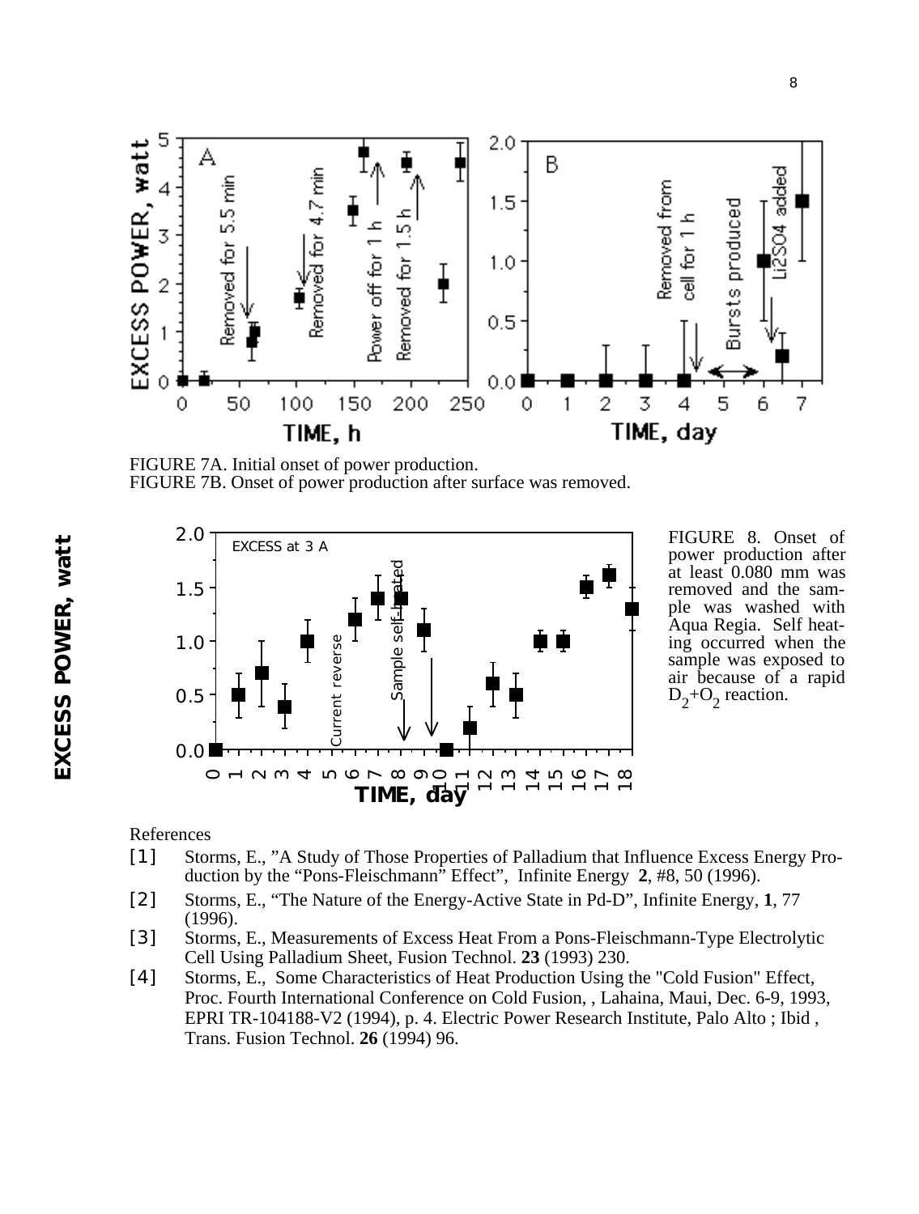EXCESS POWER, watt

A

Removed for 5.5 min

Removed for 4.7 min

Power off for 1 h

Removed for 1.5 h

TIME, h

0 50 100 150 200 250

0 1 2 3 4 5

B

Removed from cell for 1 h

Bursts produced

Li2SO4 added

TIME, day

0 1 2 3 4 5 6 7

0.0 0.5 1.0 1.5 2.0

FIGURE 7A. Initial onset of power production.
FIGURE 7B. Onset of power production after surface was removed.

EXCESS POWER, watt

EXCESS at 3 A

Current reverse

Sample self-heated

TIME, day

0 1 2 3 4 5 6 7 8 9 10 11 12 13 14 15 16 17 18

0.0 0.5 1.0 1.5 2.0

FIGURE 8. Onset of power production after at least 0.080 mm was removed and the sample was washed with Aqua Regia. Self heating occurred when the sample was exposed to air because of a rapid $D_2$+$O_2$ reaction.

References

[1] Storms, E., "A Study of Those Properties of Palladium that Influence Excess Energy Production by the "Pons-Fleischmann" Effect", Infinite Energy **2**, #8, 50 (1996).

[2] Storms, E., "The Nature of the Energy-Active State in Pd-D", Infinite Energy, **1**, 77 (1996).

[3] Storms, E., Measurements of Excess Heat From a Pons-Fleischmann-Type Electrolytic Cell Using Palladium Sheet, Fusion Technol. **23** (1993) 230.

[4] Storms, E., Some Characteristics of Heat Production Using the "Cold Fusion" Effect, Proc. Fourth International Conference on Cold Fusion, , Lahaina, Maui, Dec. 6-9, 1993, EPRI TR-104188-V2 (1994), p. 4. Electric Power Research Institute, Palo Alto ; Ibid , Trans. Fusion Technol. **26** (1994) 96.